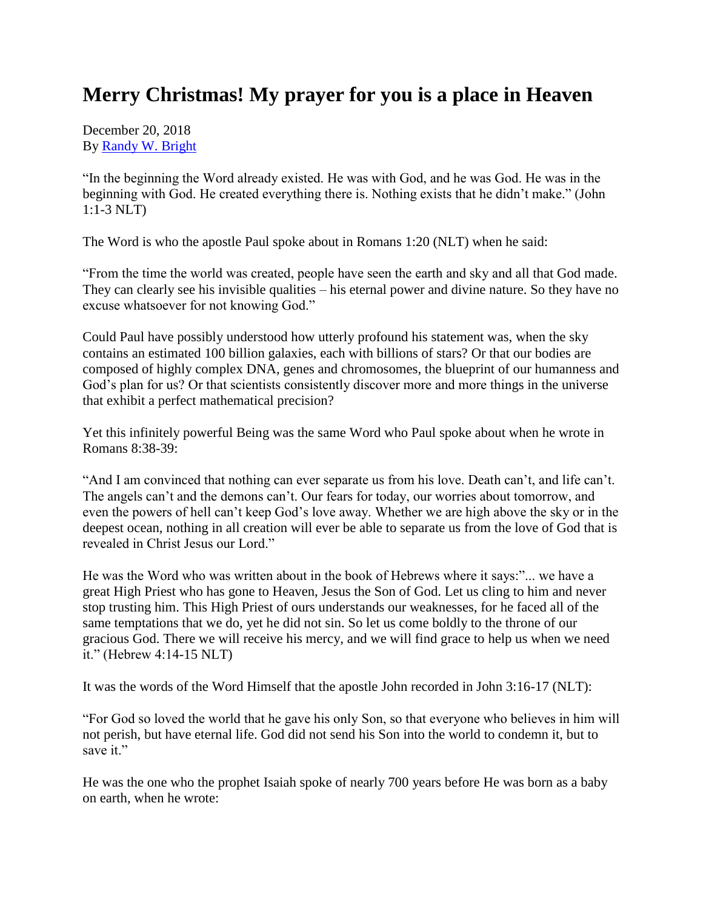# Merry Christmas! My prayer for you is a place in Heaven

December 20, 2018
By [Randy W. Bright]

"In the beginning the Word already existed. He was with God, and he was God. He was in the beginning with God. He created everything there is. Nothing exists that he didn't make." (John 1:1-3 NLT)

The Word is who the apostle Paul spoke about in Romans 1:20 (NLT) when he said:

"From the time the world was created, people have seen the earth and sky and all that God made. They can clearly see his invisible qualities – his eternal power and divine nature. So they have no excuse whatsoever for not knowing God."

Could Paul have possibly understood how utterly profound his statement was, when the sky contains an estimated 100 billion galaxies, each with billions of stars? Or that our bodies are composed of highly complex DNA, genes and chromosomes, the blueprint of our humanness and God's plan for us? Or that scientists consistently discover more and more things in the universe that exhibit a perfect mathematical precision?

Yet this infinitely powerful Being was the same Word who Paul spoke about when he wrote in Romans 8:38-39:

"And I am convinced that nothing can ever separate us from his love. Death can't, and life can't. The angels can't and the demons can't. Our fears for today, our worries about tomorrow, and even the powers of hell can't keep God's love away. Whether we are high above the sky or in the deepest ocean, nothing in all creation will ever be able to separate us from the love of God that is revealed in Christ Jesus our Lord."

He was the Word who was written about in the book of Hebrews where it says:"... we have a great High Priest who has gone to Heaven, Jesus the Son of God. Let us cling to him and never stop trusting him. This High Priest of ours understands our weaknesses, for he faced all of the same temptations that we do, yet he did not sin. So let us come boldly to the throne of our gracious God. There we will receive his mercy, and we will find grace to help us when we need it." (Hebrew 4:14-15 NLT)

It was the words of the Word Himself that the apostle John recorded in John 3:16-17 (NLT):

"For God so loved the world that he gave his only Son, so that everyone who believes in him will not perish, but have eternal life. God did not send his Son into the world to condemn it, but to save it."

He was the one who the prophet Isaiah spoke of nearly 700 years before He was born as a baby on earth, when he wrote: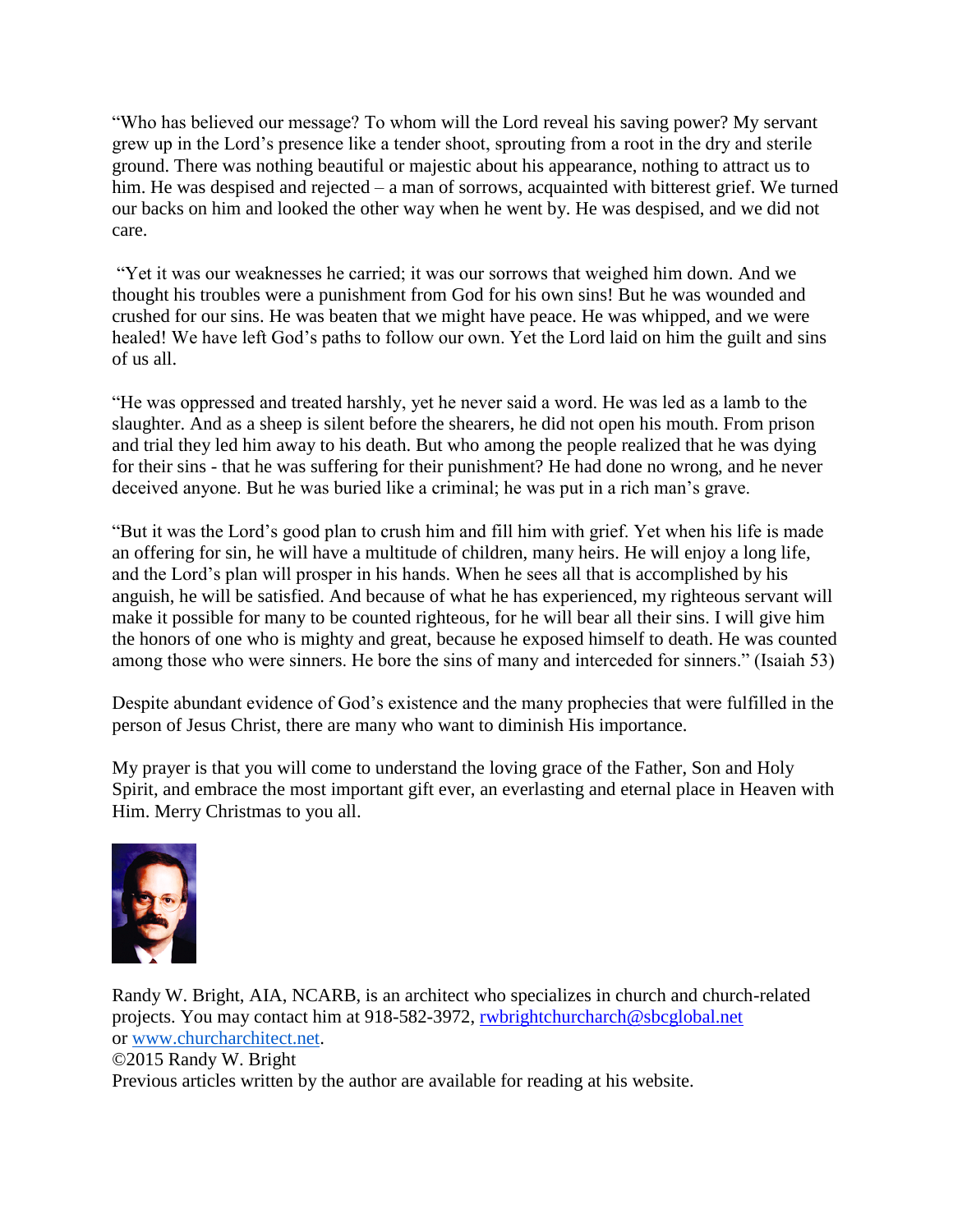"Who has believed our message? To whom will the Lord reveal his saving power? My servant grew up in the Lord's presence like a tender shoot, sprouting from a root in the dry and sterile ground. There was nothing beautiful or majestic about his appearance, nothing to attract us to him. He was despised and rejected – a man of sorrows, acquainted with bitterest grief. We turned our backs on him and looked the other way when he went by. He was despised, and we did not care.

"Yet it was our weaknesses he carried; it was our sorrows that weighed him down. And we thought his troubles were a punishment from God for his own sins! But he was wounded and crushed for our sins. He was beaten that we might have peace. He was whipped, and we were healed! We have left God's paths to follow our own. Yet the Lord laid on him the guilt and sins of us all.

"He was oppressed and treated harshly, yet he never said a word. He was led as a lamb to the slaughter. And as a sheep is silent before the shearers, he did not open his mouth. From prison and trial they led him away to his death. But who among the people realized that he was dying for their sins - that he was suffering for their punishment? He had done no wrong, and he never deceived anyone. But he was buried like a criminal; he was put in a rich man's grave.

"But it was the Lord's good plan to crush him and fill him with grief. Yet when his life is made an offering for sin, he will have a multitude of children, many heirs. He will enjoy a long life, and the Lord's plan will prosper in his hands. When he sees all that is accomplished by his anguish, he will be satisfied. And because of what he has experienced, my righteous servant will make it possible for many to be counted righteous, for he will bear all their sins. I will give him the honors of one who is mighty and great, because he exposed himself to death. He was counted among those who were sinners. He bore the sins of many and interceded for sinners." (Isaiah 53)

Despite abundant evidence of God's existence and the many prophecies that were fulfilled in the person of Jesus Christ, there are many who want to diminish His importance.

My prayer is that you will come to understand the loving grace of the Father, Son and Holy Spirit, and embrace the most important gift ever, an everlasting and eternal place in Heaven with Him. Merry Christmas to you all.

Randy W. Bright, AIA, NCARB, is an architect who specializes in church and church-related projects. You may contact him at 918-582-3972, [rwbrightchurcharch@sbcglobal.net](mailto:rwbrightchurcharch@sbcglobal.net) or [www.churcharchitect.net](http://www.churcharchitect.net).

©2015 Randy W. Bright

Previous articles written by the author are available for reading at his website.